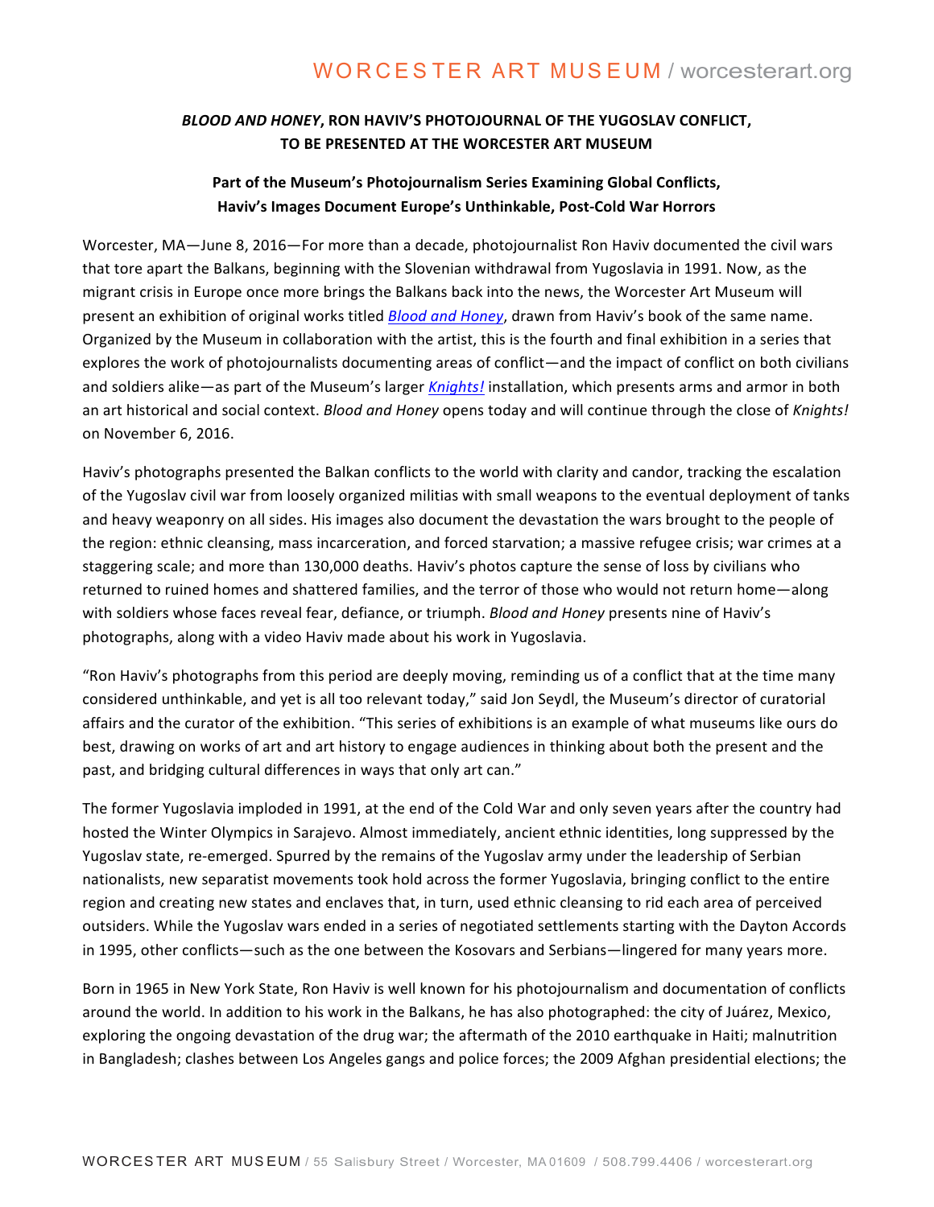## *BLOOD AND HONEY*, RON HAVIV'S PHOTOJOURNAL OF THE YUGOSLAV CONFLICT, TO BE PRESENTED AT THE WORCESTER ART MUSEUM

### Part of the Museum's Photojournalism Series Examining Global Conflicts, Haviv's Images Document Europe's Unthinkable, Post-Cold War Horrors

Worcester, MA—June 8, 2016—For more than a decade, photojournalist Ron Haviv documented the civil wars that tore apart the Balkans, beginning with the Slovenian withdrawal from Yugoslavia in 1991. Now, as the migrant crisis in Europe once more brings the Balkans back into the news, the Worcester Art Museum will present an exhibition of original works titled *Blood and Honey*, drawn from Haviv's book of the same name. Organized by the Museum in collaboration with the artist, this is the fourth and final exhibition in a series that explores the work of photojournalists documenting areas of conflict—and the impact of conflict on both civilians and soldiers alike—as part of the Museum's larger *Knights!* installation, which presents arms and armor in both an art historical and social context. *Blood and Honey* opens today and will continue through the close of *Knights!* on November 6, 2016.

Haviv's photographs presented the Balkan conflicts to the world with clarity and candor, tracking the escalation of the Yugoslav civil war from loosely organized militias with small weapons to the eventual deployment of tanks and heavy weaponry on all sides. His images also document the devastation the wars brought to the people of the region: ethnic cleansing, mass incarceration, and forced starvation; a massive refugee crisis; war crimes at a staggering scale; and more than 130,000 deaths. Haviv's photos capture the sense of loss by civilians who returned to ruined homes and shattered families, and the terror of those who would not return home—along with soldiers whose faces reveal fear, defiance, or triumph. *Blood and Honey* presents nine of Haviv's photographs, along with a video Haviv made about his work in Yugoslavia.

"Ron Haviv's photographs from this period are deeply moving, reminding us of a conflict that at the time many considered unthinkable, and yet is all too relevant today," said Jon Seydl, the Museum's director of curatorial affairs and the curator of the exhibition. "This series of exhibitions is an example of what museums like ours do best, drawing on works of art and art history to engage audiences in thinking about both the present and the past, and bridging cultural differences in ways that only art can."

The former Yugoslavia imploded in 1991, at the end of the Cold War and only seven years after the country had hosted the Winter Olympics in Sarajevo. Almost immediately, ancient ethnic identities, long suppressed by the Yugoslav state, re-emerged. Spurred by the remains of the Yugoslav army under the leadership of Serbian nationalists, new separatist movements took hold across the former Yugoslavia, bringing conflict to the entire region and creating new states and enclaves that, in turn, used ethnic cleansing to rid each area of perceived outsiders. While the Yugoslav wars ended in a series of negotiated settlements starting with the Dayton Accords in 1995, other conflicts—such as the one between the Kosovars and Serbians—lingered for many years more.

Born in 1965 in New York State, Ron Haviv is well known for his photojournalism and documentation of conflicts around the world. In addition to his work in the Balkans, he has also photographed: the city of Juárez, Mexico, exploring the ongoing devastation of the drug war; the aftermath of the 2010 earthquake in Haiti; malnutrition in Bangladesh; clashes between Los Angeles gangs and police forces; the 2009 Afghan presidential elections; the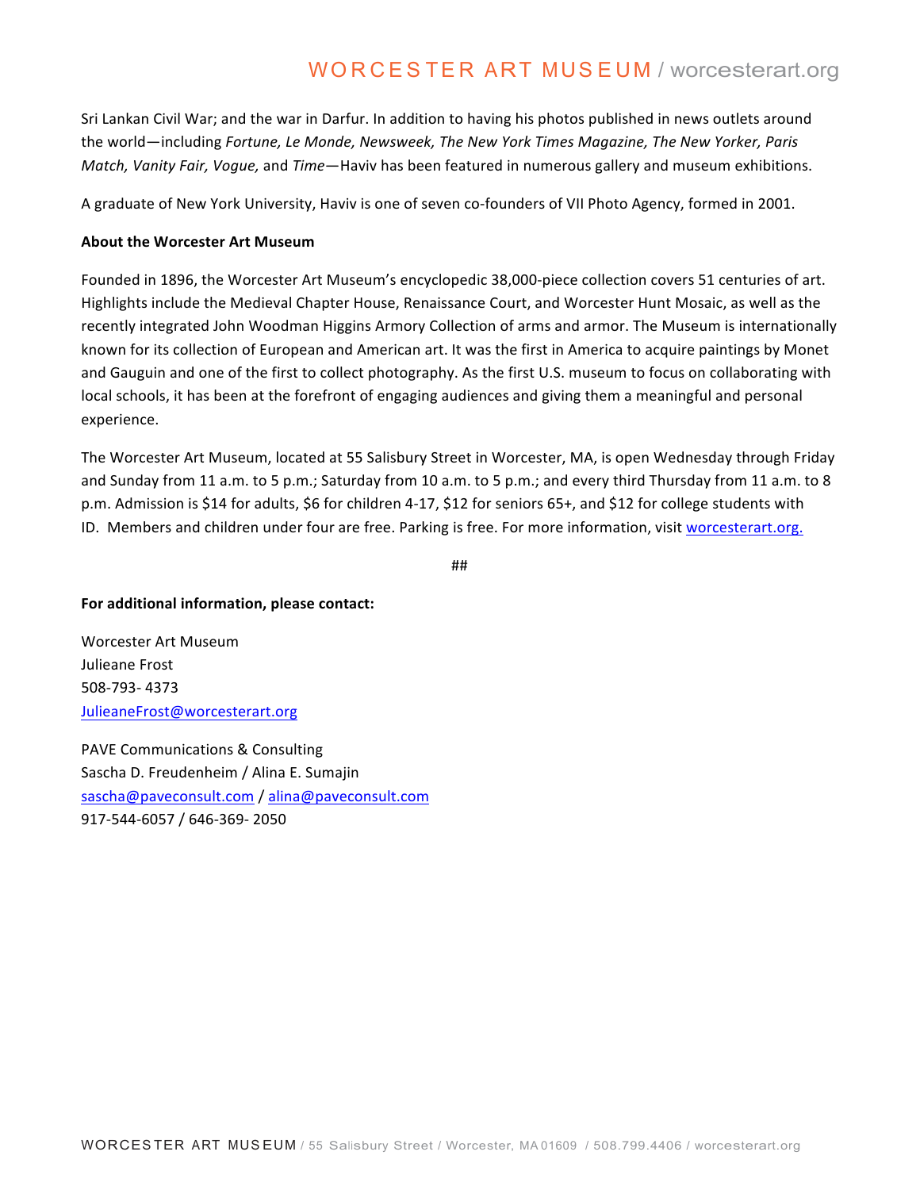Sri Lankan Civil War; and the war in Darfur. In addition to having his photos published in news outlets around the world—including *Fortune, Le Monde, Newsweek, The New York Times Magazine, The New Yorker, Paris Match, Vanity Fair, Vogue,* and *Time*—Haviv has been featured in numerous gallery and museum exhibitions.

A graduate of New York University, Haviv is one of seven co-founders of VII Photo Agency, formed in 2001.

**About the Worcester Art Museum**

Founded in 1896, the Worcester Art Museum's encyclopedic 38,000-piece collection covers 51 centuries of art. Highlights include the Medieval Chapter House, Renaissance Court, and Worcester Hunt Mosaic, as well as the recently integrated John Woodman Higgins Armory Collection of arms and armor. The Museum is internationally known for its collection of European and American art. It was the first in America to acquire paintings by Monet and Gauguin and one of the first to collect photography. As the first U.S. museum to focus on collaborating with local schools, it has been at the forefront of engaging audiences and giving them a meaningful and personal experience.

The Worcester Art Museum, located at 55 Salisbury Street in Worcester, MA, is open Wednesday through Friday and Sunday from 11 a.m. to 5 p.m.; Saturday from 10 a.m. to 5 p.m.; and every third Thursday from 11 a.m. to 8 p.m. Admission is $14 for adults, $6 for children 4-17, $12 for seniors 65+, and $12 for college students with ID. Members and children under four are free. Parking is free. For more information, visit worcesterart.org.

##

**For additional information, please contact:**

Worcester Art Museum
Julieane Frost
508-793- 4373
JulieaneFrost@worcesterart.org

PAVE Communications & Consulting
Sascha D. Freudenheim / Alina E. Sumajin
sascha@paveconsult.com / alina@paveconsult.com
917-544-6057 / 646-369- 2050